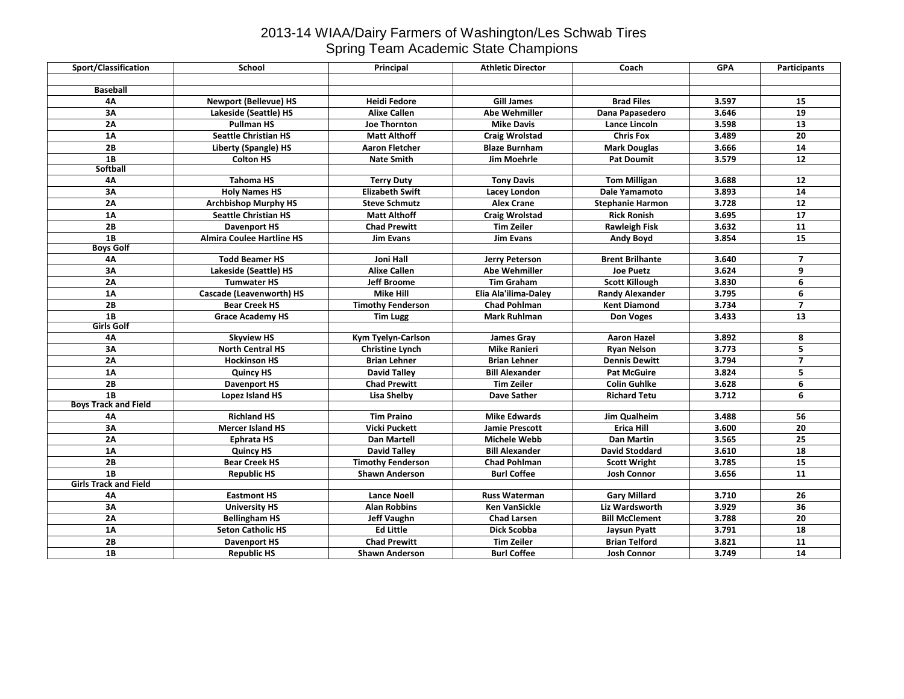# 2013-14 WIAA/Dairy Farmers of Washington/Les Schwab Tires
## Spring Team Academic State Champions

| Sport/Classification | School | Principal | Athletic Director | Coach | GPA | Participants |
|---|---|---|---|---|---|---|
| | | | | | | |
| **Baseball** | | | | | | |
| 4A | Newport (Bellevue) HS | Heidi Fedore | Gill James | Brad Files | 3.597 | 15 |
| 3A | Lakeside (Seattle) HS | Alixe Callen | Abe Wehmiller | Dana Papasedero | 3.646 | 19 |
| 2A | Pullman HS | Joe Thornton | Mike Davis | Lance Lincoln | 3.598 | 13 |
| 1A | Seattle Christian HS | Matt Althoff | Craig Wrolstad | Chris Fox | 3.489 | 20 |
| 2B | Liberty (Spangle) HS | Aaron Fletcher | Blaze Burnham | Mark Douglas | 3.666 | 14 |
| 1B | Colton HS | Nate Smith | Jim Moehrle | Pat Doumit | 3.579 | 12 |
| **Softball** | | | | | | |
| 4A | Tahoma HS | Terry Duty | Tony Davis | Tom Milligan | 3.688 | 12 |
| 3A | Holy Names HS | Elizabeth Swift | Lacey London | Dale Yamamoto | 3.893 | 14 |
| 2A | Archbishop Murphy HS | Steve Schmutz | Alex Crane | Stephanie Harmon | 3.728 | 12 |
| 1A | Seattle Christian HS | Matt Althoff | Craig Wrolstad | Rick Ronish | 3.695 | 17 |
| 2B | Davenport HS | Chad Prewitt | Tim Zeiler | Rawleigh Fisk | 3.632 | 11 |
| 1B | Almira Coulee Hartline HS | Jim Evans | Jim Evans | Andy Boyd | 3.854 | 15 |
| **Boys Golf** | | | | | | |
| 4A | Todd Beamer HS | Joni Hall | Jerry Peterson | Brent Brilhante | 3.640 | 7 |
| 3A | Lakeside (Seattle) HS | Alixe Callen | Abe Wehmiller | Joe Puetz | 3.624 | 9 |
| 2A | Tumwater HS | Jeff Broome | Tim Graham | Scott Killough | 3.830 | 6 |
| 1A | Cascade (Leavenworth) HS | Mike Hill | Elia Ala'ilima-Daley | Randy Alexander | 3.795 | 6 |
| 2B | Bear Creek HS | Timothy Fenderson | Chad Pohlman | Kent Diamond | 3.734 | 7 |
| 1B | Grace Academy HS | Tim Lugg | Mark Ruhlman | Don Voges | 3.433 | 13 |
| **Girls Golf** | | | | | | |
| 4A | Skyview HS | Kym Tyelyn-Carlson | James Gray | Aaron Hazel | 3.892 | 8 |
| 3A | North Central HS | Christine Lynch | Mike Ranieri | Ryan Nelson | 3.773 | 5 |
| 2A | Hockinson HS | Brian Lehner | Brian Lehner | Dennis Dewitt | 3.794 | 7 |
| 1A | Quincy HS | David Talley | Bill Alexander | Pat McGuire | 3.824 | 5 |
| 2B | Davenport HS | Chad Prewitt | Tim Zeiler | Colin Guhlke | 3.628 | 6 |
| 1B | Lopez Island HS | Lisa Shelby | Dave Sather | Richard Tetu | 3.712 | 6 |
| **Boys Track and Field** | | | | | | |
| 4A | Richland HS | Tim Praino | Mike Edwards | Jim Qualheim | 3.488 | 56 |
| 3A | Mercer Island HS | Vicki Puckett | Jamie Prescott | Erica Hill | 3.600 | 20 |
| 2A | Ephrata HS | Dan Martell | Michele Webb | Dan Martin | 3.565 | 25 |
| 1A | Quincy HS | David Talley | Bill Alexander | David Stoddard | 3.610 | 18 |
| 2B | Bear Creek HS | Timothy Fenderson | Chad Pohlman | Scott Wright | 3.785 | 15 |
| 1B | Republic HS | Shawn Anderson | Burl Coffee | Josh Connor | 3.656 | 11 |
| **Girls Track and Field** | | | | | | |
| 4A | Eastmont HS | Lance Noell | Russ Waterman | Gary Millard | 3.710 | 26 |
| 3A | University HS | Alan Robbins | Ken VanSickle | Liz Wardsworth | 3.929 | 36 |
| 2A | Bellingham HS | Jeff Vaughn | Chad Larsen | Bill McClement | 3.788 | 20 |
| 1A | Seton Catholic HS | Ed Little | Dick Scobba | Jaysun Pyatt | 3.791 | 18 |
| 2B | Davenport HS | Chad Prewitt | Tim Zeiler | Brian Telford | 3.821 | 11 |
| 1B | Republic HS | Shawn Anderson | Burl Coffee | Josh Connor | 3.749 | 14 |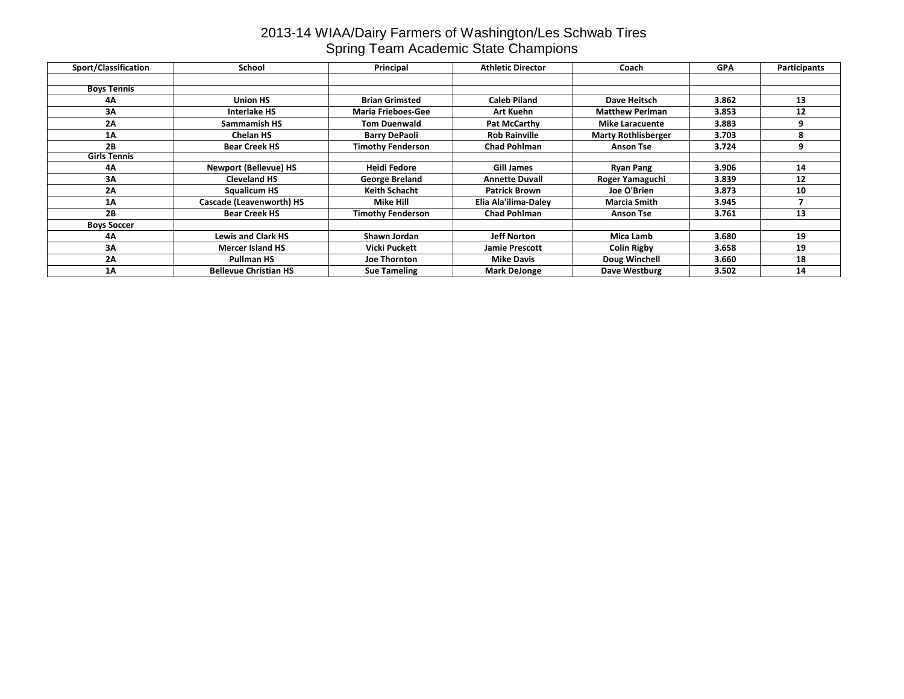# 2013-14 WIAA/Dairy Farmers of Washington/Les Schwab Tires
## Spring Team Academic State Champions

| Sport/Classification | School | Principal | Athletic Director | Coach | GPA | Participants |
|---|---|---|---|---|---|---|
| | | | | | | |
| **Boys Tennis** | | | | | | |
| 4A | Union HS | Brian Grimsted | Caleb Piland | Dave Heitsch | 3.862 | 13 |
| 3A | Interlake HS | Maria Frieboes-Gee | Art Kuehn | Matthew Perlman | 3.853 | 12 |
| 2A | Sammamish HS | Tom Duenwald | Pat McCarthy | Mike Laracuente | 3.883 | 9 |
| 1A | Chelan HS | Barry DePaoli | Rob Rainville | Marty Rothlisberger | 3.703 | 8 |
| 2B | Bear Creek HS | Timothy Fenderson | Chad Pohlman | Anson Tse | 3.724 | 9 |
| **Girls Tennis** | | | | | | |
| 4A | Newport (Bellevue) HS | Heidi Fedore | Gill James | Ryan Pang | 3.906 | 14 |
| 3A | Cleveland HS | George Breland | Annette Duvall | Roger Yamaguchi | 3.839 | 12 |
| 2A | Squalicum HS | Keith Schacht | Patrick Brown | Joe O'Brien | 3.873 | 10 |
| 1A | Cascade (Leavenworth) HS | Mike Hill | Elia Ala'ilima-Daley | Marcia Smith | 3.945 | 7 |
| 2B | Bear Creek HS | Timothy Fenderson | Chad Pohlman | Anson Tse | 3.761 | 13 |
| **Boys Soccer** | | | | | | |
| 4A | Lewis and Clark HS | Shawn Jordan | Jeff Norton | Mica Lamb | 3.680 | 19 |
| 3A | Mercer Island HS | Vicki Puckett | Jamie Prescott | Colin Rigby | 3.658 | 19 |
| 2A | Pullman HS | Joe Thornton | Mike Davis | Doug Winchell | 3.660 | 18 |
| 1A | Bellevue Christian HS | Sue Tameling | Mark DeJonge | Dave Westburg | 3.502 | 14 |